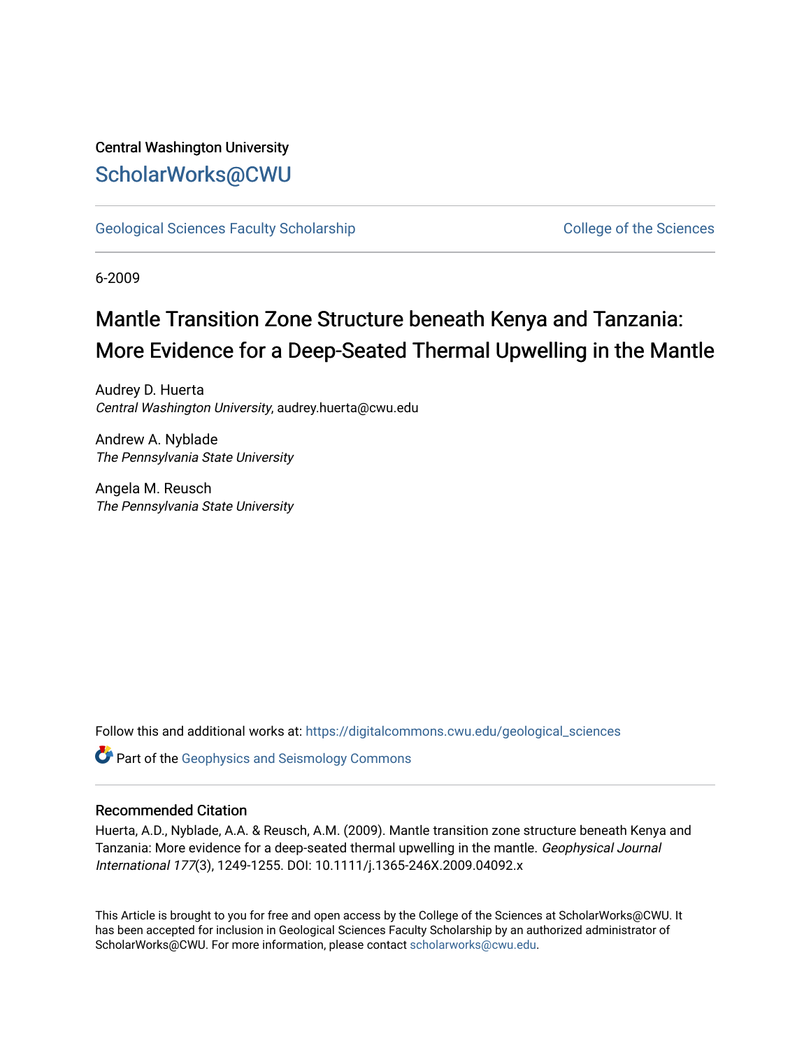Central Washington University

# ScholarWorks@CWU

Geological Sciences Faculty Scholarship

College of the Sciences

6-2009

# Mantle Transition Zone Structure beneath Kenya and Tanzania: More Evidence for a Deep-Seated Thermal Upwelling in the Mantle

Audrey D. Huerta
*Central Washington University*, audrey.huerta@cwu.edu

Andrew A. Nyblade
*The Pennsylvania State University*

Angela M. Reusch
*The Pennsylvania State University*

Follow this and additional works at: https://digitalcommons.cwu.edu/geological_sciences

Part of the Geophysics and Seismology Commons

## Recommended Citation

Huerta, A.D., Nyblade, A.A. & Reusch, A.M. (2009). Mantle transition zone structure beneath Kenya and Tanzania: More evidence for a deep-seated thermal upwelling in the mantle. *Geophysical Journal International 177*(3), 1249-1255. DOI: 10.1111/j.1365-246X.2009.04092.x

This Article is brought to you for free and open access by the College of the Sciences at ScholarWorks@CWU. It has been accepted for inclusion in Geological Sciences Faculty Scholarship by an authorized administrator of ScholarWorks@CWU. For more information, please contact scholarworks@cwu.edu.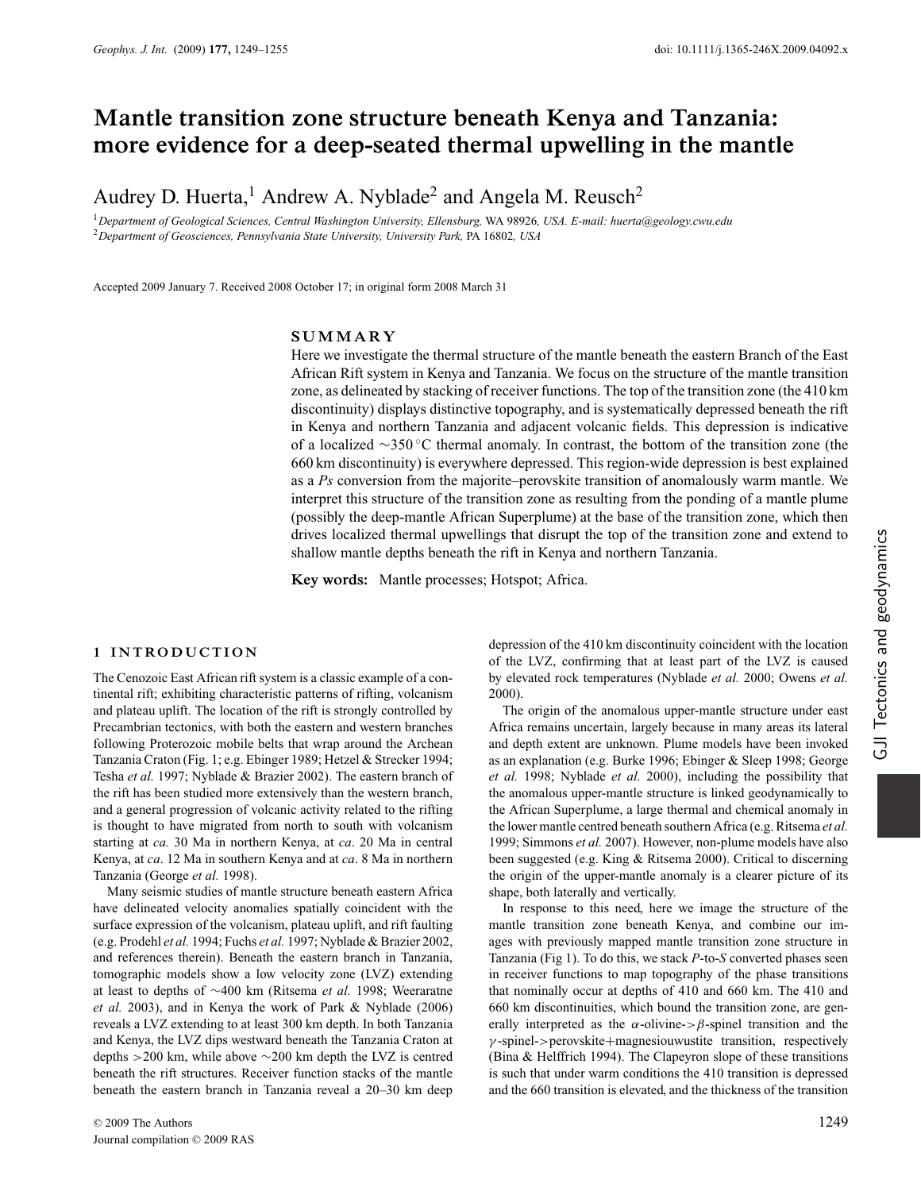# Mantle transition zone structure beneath Kenya and Tanzania: more evidence for a deep-seated thermal upwelling in the mantle

Audrey D. Huerta,[1] Andrew A. Nyblade[2] and Angela M. Reusch[2]

[1]Department of Geological Sciences, Central Washington University, Ellensburg, WA 98926, USA. E-mail: huerta@geology.cwu.edu
[2]Department of Geosciences, Pennsylvania State University, University Park, PA 16802, USA

Accepted 2009 January 7. Received 2008 October 17; in original form 2008 March 31

## SUMMARY

Here we investigate the thermal structure of the mantle beneath the eastern Branch of the East African Rift system in Kenya and Tanzania. We focus on the structure of the mantle transition zone, as delineated by stacking of receiver functions. The top of the transition zone (the 410 km discontinuity) displays distinctive topography, and is systematically depressed beneath the rift in Kenya and northern Tanzania and adjacent volcanic fields. This depression is indicative of a localized ∼350 °C thermal anomaly. In contrast, the bottom of the transition zone (the 660 km discontinuity) is everywhere depressed. This region-wide depression is best explained as a *Ps* conversion from the majorite–perovskite transition of anomalously warm mantle. We interpret this structure of the transition zone as resulting from the ponding of a mantle plume (possibly the deep-mantle African Superplume) at the base of the transition zone, which then drives localized thermal upwellings that disrupt the top of the transition zone and extend to shallow mantle depths beneath the rift in Kenya and northern Tanzania.

**Key words:** Mantle processes; Hotspot; Africa.

## 1 INTRODUCTION

The Cenozoic East African rift system is a classic example of a continental rift; exhibiting characteristic patterns of rifting, volcanism and plateau uplift. The location of the rift is strongly controlled by Precambrian tectonics, with both the eastern and western branches following Proterozoic mobile belts that wrap around the Archean Tanzania Craton (Fig. 1; e.g. Ebinger 1989; Hetzel & Strecker 1994; Tesha *et al.* 1997; Nyblade & Brazier 2002). The eastern branch of the rift has been studied more extensively than the western branch, and a general progression of volcanic activity related to the rifting is thought to have migrated from north to south with volcanism starting at *ca.* 30 Ma in northern Kenya, at *ca*. 20 Ma in central Kenya, at *ca*. 12 Ma in southern Kenya and at *ca*. 8 Ma in northern Tanzania (George *et al.* 1998).

Many seismic studies of mantle structure beneath eastern Africa have delineated velocity anomalies spatially coincident with the surface expression of the volcanism, plateau uplift, and rift faulting (e.g. Prodehl *et al.* 1994; Fuchs *et al.* 1997; Nyblade & Brazier 2002, and references therein). Beneath the eastern branch in Tanzania, tomographic models show a low velocity zone (LVZ) extending at least to depths of ∼400 km (Ritsema *et al.* 1998; Weeraratne *et al.* 2003), and in Kenya the work of Park & Nyblade (2006) reveals a LVZ extending to at least 300 km depth. In both Tanzania and Kenya, the LVZ dips westward beneath the Tanzania Craton at depths >200 km, while above ∼200 km depth the LVZ is centred beneath the rift structures. Receiver function stacks of the mantle beneath the eastern branch in Tanzania reveal a 20–30 km deep depression of the 410 km discontinuity coincident with the location of the LVZ, confirming that at least part of the LVZ is caused by elevated rock temperatures (Nyblade *et al.* 2000; Owens *et al.* 2000).

The origin of the anomalous upper-mantle structure under east Africa remains uncertain, largely because in many areas its lateral and depth extent are unknown. Plume models have been invoked as an explanation (e.g. Burke 1996; Ebinger & Sleep 1998; George *et al.* 1998; Nyblade *et al.* 2000), including the possibility that the anomalous upper-mantle structure is linked geodynamically to the African Superplume, a large thermal and chemical anomaly in the lower mantle centred beneath southern Africa (e.g. Ritsema *et al.* 1999; Simmons *et al.* 2007). However, non-plume models have also been suggested (e.g. King & Ritsema 2000). Critical to discerning the origin of the upper-mantle anomaly is a clearer picture of its shape, both laterally and vertically.

In response to this need, here we image the structure of the mantle transition zone beneath Kenya, and combine our images with previously mapped mantle transition zone structure in Tanzania (Fig 1). To do this, we stack *P*-to-*S* converted phases seen in receiver functions to map topography of the phase transitions that nominally occur at depths of 410 and 660 km. The 410 and 660 km discontinuities, which bound the transition zone, are generally interpreted as the $\alpha$-olivine->$\beta$-spinel transition and the $\gamma$-spinel->perovskite+magnesiouwustite transition, respectively (Bina & Helffrich 1994). The Clapeyron slope of these transitions is such that under warm conditions the 410 transition is depressed and the 660 transition is elevated, and the thickness of the transition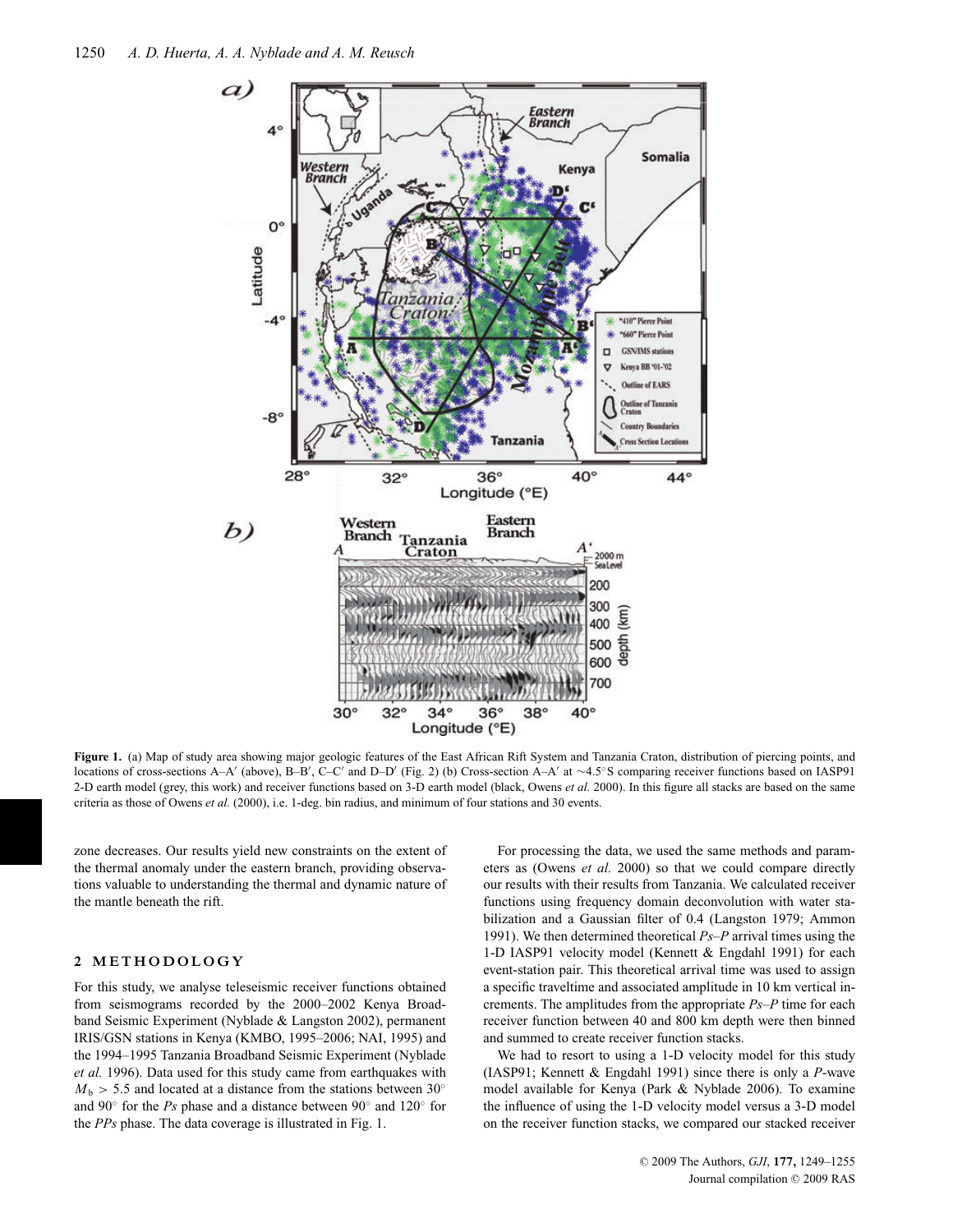**Figure 1.** (a) Map of study area showing major geologic features of the East African Rift System and Tanzania Craton, distribution of piercing points, and locations of cross-sections A–A′ (above), B–B′, C–C′ and D–D′ (Fig. 2) (b) Cross-section A–A′ at ~4.5°S comparing receiver functions based on IASP91 2-D earth model (grey, this work) and receiver functions based on 3-D earth model (black, Owens *et al.* 2000). In this figure all stacks are based on the same criteria as those of Owens *et al.* (2000), i.e. 1-deg. bin radius, and minimum of four stations and 30 events.

zone decreases. Our results yield new constraints on the extent of the thermal anomaly under the eastern branch, providing observations valuable to understanding the thermal and dynamic nature of the mantle beneath the rift.

## 2 METHODOLOGY

For this study, we analyse teleseismic receiver functions obtained from seismograms recorded by the 2000–2002 Kenya Broadband Seismic Experiment (Nyblade & Langston 2002), permanent IRIS/GSN stations in Kenya (KMBO, 1995–2006; NAI, 1995) and the 1994–1995 Tanzania Broadband Seismic Experiment (Nyblade *et al.* 1996). Data used for this study came from earthquakes with $M_b > 5.5$ and located at a distance from the stations between 30° and 90° for the *Ps* phase and a distance between 90° and 120° for the *PPs* phase. The data coverage is illustrated in Fig. 1.

For processing the data, we used the same methods and parameters as (Owens *et al.* 2000) so that we could compare directly our results with their results from Tanzania. We calculated receiver functions using frequency domain deconvolution with water stabilization and a Gaussian filter of 0.4 (Langston 1979; Ammon 1991). We then determined theoretical *Ps*–*P* arrival times using the 1-D IASP91 velocity model (Kennett & Engdahl 1991) for each event-station pair. This theoretical arrival time was used to assign a specific traveltime and associated amplitude in 10 km vertical increments. The amplitudes from the appropriate *Ps*–*P* time for each receiver function between 40 and 800 km depth were then binned and summed to create receiver function stacks.

We had to resort to using a 1-D velocity model for this study (IASP91; Kennett & Engdahl 1991) since there is only a *P*-wave model available for Kenya (Park & Nyblade 2006). To examine the influence of using the 1-D velocity model versus a 3-D model on the receiver function stacks, we compared our stacked receiver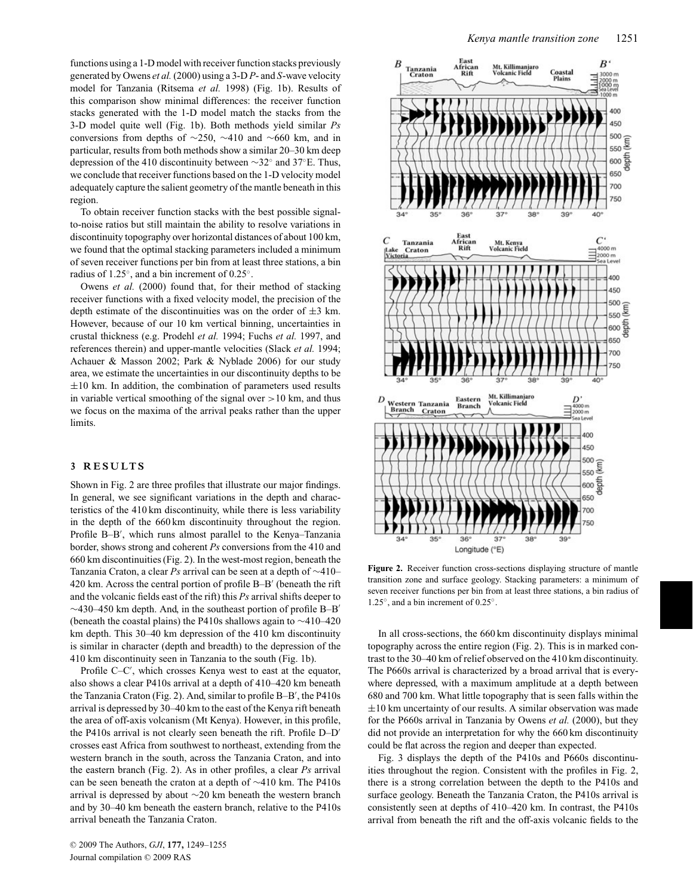functions using a 1-D model with receiver function stacks previously generated by Owens *et al.* (2000) using a 3-D *P*- and *S*-wave velocity model for Tanzania (Ritsema *et al.* 1998) (Fig. 1b). Results of this comparison show minimal differences: the receiver function stacks generated with the 1-D model match the stacks from the 3-D model quite well (Fig. 1b). Both methods yield similar *Ps* conversions from depths of ∼250, ∼410 and ∼660 km, and in particular, results from both methods show a similar 20–30 km deep depression of the 410 discontinuity between ∼32° and 37°E. Thus, we conclude that receiver functions based on the 1-D velocity model adequately capture the salient geometry of the mantle beneath in this region.

To obtain receiver function stacks with the best possible signal-to-noise ratios but still maintain the ability to resolve variations in discontinuity topography over horizontal distances of about 100 km, we found that the optimal stacking parameters included a minimum of seven receiver functions per bin from at least three stations, a bin radius of 1.25°, and a bin increment of 0.25°.

Owens *et al.* (2000) found that, for their method of stacking receiver functions with a fixed velocity model, the precision of the depth estimate of the discontinuities was on the order of ±3 km. However, because of our 10 km vertical binning, uncertainties in crustal thickness (e.g. Prodehl *et al.* 1994; Fuchs *et al.* 1997, and references therein) and upper-mantle velocities (Slack *et al.* 1994; Achauer & Masson 2002; Park & Nyblade 2006) for our study area, we estimate the uncertainties in our discontinuity depths to be ±10 km. In addition, the combination of parameters used results in variable vertical smoothing of the signal over >10 km, and thus we focus on the maxima of the arrival peaks rather than the upper limits.

## 3 RESULTS

Shown in Fig. 2 are three profiles that illustrate our major findings. In general, we see significant variations in the depth and characteristics of the 410 km discontinuity, while there is less variability in the depth of the 660 km discontinuity throughout the region. Profile B–B′, which runs almost parallel to the Kenya–Tanzania border, shows strong and coherent *Ps* conversions from the 410 and 660 km discontinuities (Fig. 2). In the west-most region, beneath the Tanzania Craton, a clear *Ps* arrival can be seen at a depth of ∼410–420 km. Across the central portion of profile B–B′ (beneath the rift and the volcanic fields east of the rift) this *Ps* arrival shifts deeper to ∼430–450 km depth. And, in the southeast portion of profile B–B′ (beneath the coastal plains) the P410s shallows again to ∼410–420 km depth. This 30–40 km depression of the 410 km discontinuity is similar in character (depth and breadth) to the depression of the 410 km discontinuity seen in Tanzania to the south (Fig. 1b).

Profile C–C′, which crosses Kenya west to east at the equator, also shows a clear P410s arrival at a depth of 410–420 km beneath the Tanzania Craton (Fig. 2). And, similar to profile B–B′, the P410s arrival is depressed by 30–40 km to the east of the Kenya rift beneath the area of off-axis volcanism (Mt Kenya). However, in this profile, the P410s arrival is not clearly seen beneath the rift. Profile D–D′ crosses east Africa from southwest to northeast, extending from the western branch in the south, across the Tanzania Craton, and into the eastern branch (Fig. 2). As in other profiles, a clear *Ps* arrival can be seen beneath the craton at a depth of ∼410 km. The P410s arrival is depressed by about ∼20 km beneath the western branch and by 30–40 km beneath the eastern branch, relative to the P410s arrival beneath the Tanzania Craton.

**Figure 2.** Receiver function cross-sections displaying structure of mantle transition zone and surface geology. Stacking parameters: a minimum of seven receiver functions per bin from at least three stations, a bin radius of 1.25°, and a bin increment of 0.25°.

In all cross-sections, the 660 km discontinuity displays minimal topography across the entire region (Fig. 2). This is in marked contrast to the 30–40 km of relief observed on the 410 km discontinuity. The P660s arrival is characterized by a broad arrival that is everywhere depressed, with a maximum amplitude at a depth between 680 and 700 km. What little topography that is seen falls within the ±10 km uncertainty of our results. A similar observation was made for the P660s arrival in Tanzania by Owens *et al.* (2000), but they did not provide an interpretation for why the 660 km discontinuity could be flat across the region and deeper than expected.

Fig. 3 displays the depth of the P410s and P660s discontinuities throughout the region. Consistent with the profiles in Fig. 2, there is a strong correlation between the depth to the P410s and surface geology. Beneath the Tanzania Craton, the P410s arrival is consistently seen at depths of 410–420 km. In contrast, the P410s arrival from beneath the rift and the off-axis volcanic fields to the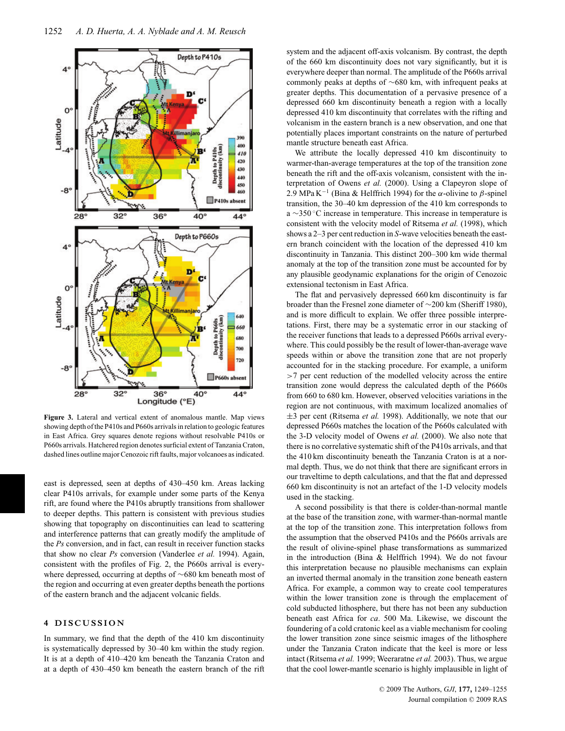**Figure 3.** Lateral and vertical extent of anomalous mantle. Map views showing depth of the P410s and P660s arrivals in relation to geologic features in East Africa. Grey squares denote regions without resolvable P410s or P660s arrivals. Hatchered region denotes surficial extent of Tanzania Craton, dashed lines outline major Cenozoic rift faults, major volcanoes as indicated.

east is depressed, seen at depths of 430–450 km. Areas lacking clear P410s arrivals, for example under some parts of the Kenya rift, are found where the P410s abruptly transitions from shallower to deeper depths. This pattern is consistent with previous studies showing that topography on discontinuities can lead to scattering and interference patterns that can greatly modify the amplitude of the *Ps* conversion, and in fact, can result in receiver function stacks that show no clear *Ps* conversion (Vanderlee *et al.* 1994). Again, consistent with the profiles of Fig. 2, the P660s arrival is everywhere depressed, occurring at depths of ∼680 km beneath most of the region and occurring at even greater depths beneath the portions of the eastern branch and the adjacent volcanic fields.

## 4 DISCUSSION

In summary, we find that the depth of the 410 km discontinuity is systematically depressed by 30–40 km within the study region. It is at a depth of 410–420 km beneath the Tanzania Craton and at a depth of 430–450 km beneath the eastern branch of the rift system and the adjacent off-axis volcanism. By contrast, the depth of the 660 km discontinuity does not vary significantly, but it is everywhere deeper than normal. The amplitude of the P660s arrival commonly peaks at depths of ∼680 km, with infrequent peaks at greater depths. This documentation of a pervasive presence of a depressed 660 km discontinuity beneath a region with a locally depressed 410 km discontinuity that correlates with the rifting and volcanism in the eastern branch is a new observation, and one that potentially places important constraints on the nature of perturbed mantle structure beneath east Africa.

We attribute the locally depressed 410 km discontinuity to warmer-than-average temperatures at the top of the transition zone beneath the rift and the off-axis volcanism, consistent with the interpretation of Owens *et al.* (2000). Using a Clapeyron slope of 2.9 MPa $K^{-1}$ (Bina & Helffrich 1994) for the $\alpha$-olivine to $\beta$-spinel transition, the 30–40 km depression of the 410 km corresponds to a ∼350 °C increase in temperature. This increase in temperature is consistent with the velocity model of Ritsema *et al.* (1998), which shows a 2–3 per cent reduction in *S*-wave velocities beneath the eastern branch coincident with the location of the depressed 410 km discontinuity in Tanzania. This distinct 200–300 km wide thermal anomaly at the top of the transition zone must be accounted for by any plausible geodynamic explanations for the origin of Cenozoic extensional tectonism in East Africa.

The flat and pervasively depressed 660 km discontinuity is far broader than the Fresnel zone diameter of ∼200 km (Sheriff 1980), and is more difficult to explain. We offer three possible interpretations. First, there may be a systematic error in our stacking of the receiver functions that leads to a depressed P660s arrival everywhere. This could possibly be the result of lower-than-average wave speeds within or above the transition zone that are not properly accounted for in the stacking procedure. For example, a uniform >7 per cent reduction of the modelled velocity across the entire transition zone would depress the calculated depth of the P660s from 660 to 680 km. However, observed velocities variations in the region are not continuous, with maximum localized anomalies of ±3 per cent (Ritsema *et al.* 1998). Additionally, we note that our depressed P660s matches the location of the P660s calculated with the 3-D velocity model of Owens *et al.* (2000). We also note that there is no correlative systematic shift of the P410s arrivals, and that the 410 km discontinuity beneath the Tanzania Craton is at a normal depth. Thus, we do not think that there are significant errors in our traveltime to depth calculations, and that the flat and depressed 660 km discontinuity is not an artefact of the 1-D velocity models used in the stacking.

A second possibility is that there is colder-than-normal mantle at the base of the transition zone, with warmer-than-normal mantle at the top of the transition zone. This interpretation follows from the assumption that the observed P410s and the P660s arrivals are the result of olivine-spinel phase transformations as summarized in the introduction (Bina & Helffrich 1994). We do not favour this interpretation because no plausible mechanisms can explain an inverted thermal anomaly in the transition zone beneath eastern Africa. For example, a common way to create cool temperatures within the lower transition zone is through the emplacement of cold subducted lithosphere, but there has not been any subduction beneath east Africa for *ca*. 500 Ma. Likewise, we discount the foundering of a cold cratonic keel as a viable mechanism for cooling the lower transition zone since seismic images of the lithosphere under the Tanzania Craton indicate that the keel is more or less intact (Ritsema *et al.* 1999; Weeraratne *et al.* 2003). Thus, we argue that the cool lower-mantle scenario is highly implausible in light of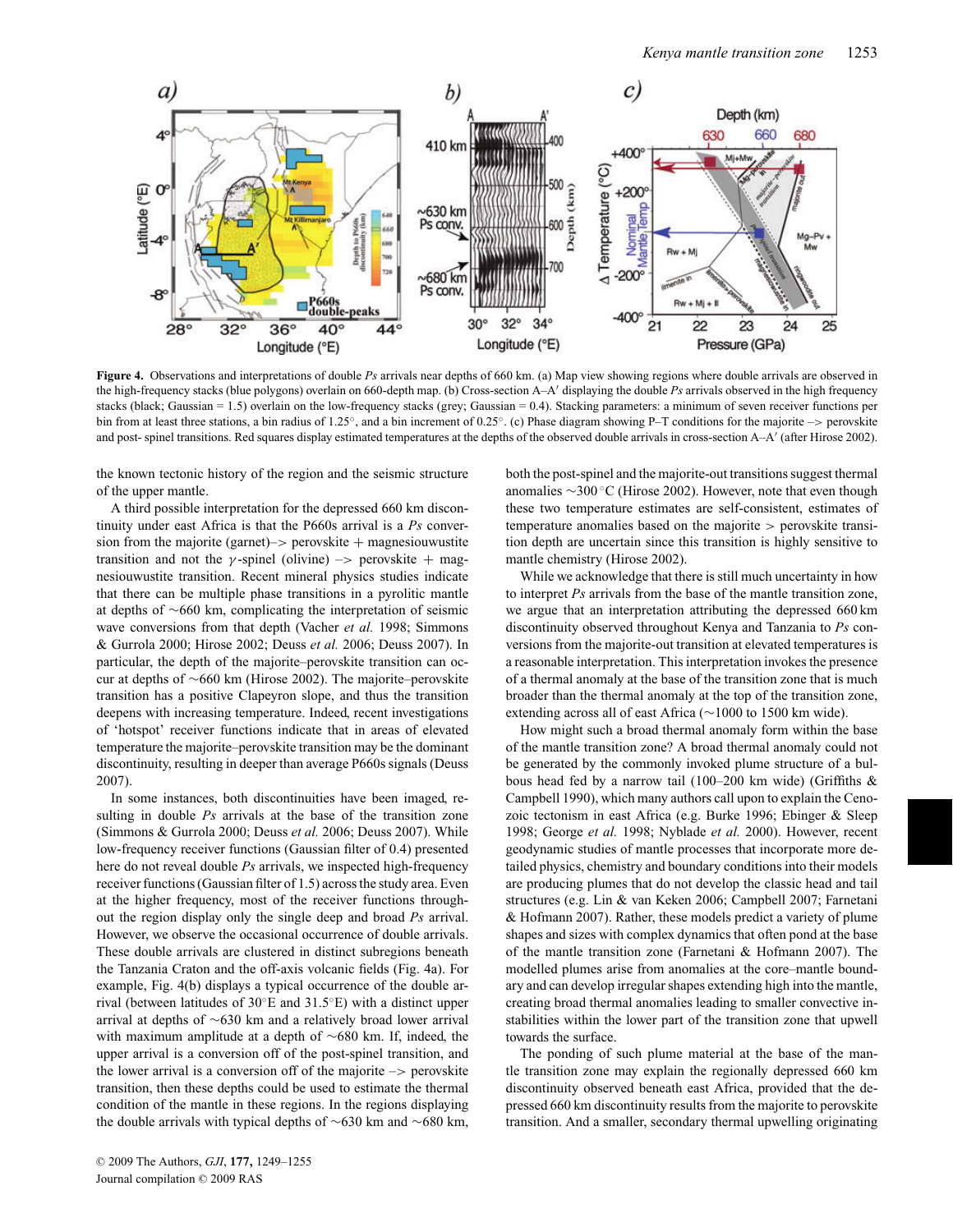**Figure 4.** Observations and interpretations of double *Ps* arrivals near depths of 660 km. (a) Map view showing regions where double arrivals are observed in the high-frequency stacks (blue polygons) overlain on 660-depth map. (b) Cross-section A–A′ displaying the double *Ps* arrivals observed in the high frequency stacks (black; Gaussian = 1.5) overlain on the low-frequency stacks (grey; Gaussian = 0.4). Stacking parameters: a minimum of seven receiver functions per bin from at least three stations, a bin radius of 1.25°, and a bin increment of 0.25°. (c) Phase diagram showing P–T conditions for the majorite –> perovskite and post- spinel transitions. Red squares display estimated temperatures at the depths of the observed double arrivals in cross-section A–A′ (after Hirose 2002).

the known tectonic history of the region and the seismic structure of the upper mantle.

A third possible interpretation for the depressed 660 km discontinuity under east Africa is that the P660s arrival is a *Ps* conversion from the majorite (garnet)–> perovskite + magnesiouwustite transition and not the $\gamma$-spinel (olivine) –> perovskite + magnesiouwustite transition. Recent mineral physics studies indicate that there can be multiple phase transitions in a pyrolitic mantle at depths of ~660 km, complicating the interpretation of seismic wave conversions from that depth (Vacher *et al.* 1998; Simmons & Gurrola 2000; Hirose 2002; Deuss *et al.* 2006; Deuss 2007). In particular, the depth of the majorite–perovskite transition can occur at depths of ~660 km (Hirose 2002). The majorite–perovskite transition has a positive Clapeyron slope, and thus the transition deepens with increasing temperature. Indeed, recent investigations of 'hotspot' receiver functions indicate that in areas of elevated temperature the majorite–perovskite transition may be the dominant discontinuity, resulting in deeper than average P660s signals (Deuss 2007).

In some instances, both discontinuities have been imaged, resulting in double *Ps* arrivals at the base of the transition zone (Simmons & Gurrola 2000; Deuss *et al.* 2006; Deuss 2007). While low-frequency receiver functions (Gaussian filter of 0.4) presented here do not reveal double *Ps* arrivals, we inspected high-frequency receiver functions (Gaussian filter of 1.5) across the study area. Even at the higher frequency, most of the receiver functions throughout the region display only the single deep and broad *Ps* arrival. However, we observe the occasional occurrence of double arrivals. These double arrivals are clustered in distinct subregions beneath the Tanzania Craton and the off-axis volcanic fields (Fig. 4a). For example, Fig. 4(b) displays a typical occurrence of the double arrival (between latitudes of 30°E and 31.5°E) with a distinct upper arrival at depths of ~630 km and a relatively broad lower arrival with maximum amplitude at a depth of ~680 km. If, indeed, the upper arrival is a conversion off of the post-spinel transition, and the lower arrival is a conversion off of the majorite –> perovskite transition, then these depths could be used to estimate the thermal condition of the mantle in these regions. In the regions displaying the double arrivals with typical depths of ~630 km and ~680 km, both the post-spinel and the majorite-out transitions suggest thermal anomalies ~300 °C (Hirose 2002). However, note that even though these two temperature estimates are self-consistent, estimates of temperature anomalies based on the majorite > perovskite transition depth are uncertain since this transition is highly sensitive to mantle chemistry (Hirose 2002).

While we acknowledge that there is still much uncertainty in how to interpret *Ps* arrivals from the base of the mantle transition zone, we argue that an interpretation attributing the depressed 660 km discontinuity observed throughout Kenya and Tanzania to *Ps* conversions from the majorite-out transition at elevated temperatures is a reasonable interpretation. This interpretation invokes the presence of a thermal anomaly at the base of the transition zone that is much broader than the thermal anomaly at the top of the transition zone, extending across all of east Africa (~1000 to 1500 km wide).

How might such a broad thermal anomaly form within the base of the mantle transition zone? A broad thermal anomaly could not be generated by the commonly invoked plume structure of a bulbous head fed by a narrow tail (100–200 km wide) (Griffiths & Campbell 1990), which many authors call upon to explain the Cenozoic tectonism in east Africa (e.g. Burke 1996; Ebinger & Sleep 1998; George *et al.* 1998; Nyblade *et al.* 2000). However, recent geodynamic studies of mantle processes that incorporate more detailed physics, chemistry and boundary conditions into their models are producing plumes that do not develop the classic head and tail structures (e.g. Lin & van Keken 2006; Campbell 2007; Farnetani & Hofmann 2007). Rather, these models predict a variety of plume shapes and sizes with complex dynamics that often pond at the base of the mantle transition zone (Farnetani & Hofmann 2007). The modelled plumes arise from anomalies at the core–mantle boundary and can develop irregular shapes extending high into the mantle, creating broad thermal anomalies leading to smaller convective instabilities within the lower part of the transition zone that upwell towards the surface.

The ponding of such plume material at the base of the mantle transition zone may explain the regionally depressed 660 km discontinuity observed beneath east Africa, provided that the depressed 660 km discontinuity results from the majorite to perovskite transition. And a smaller, secondary thermal upwelling originating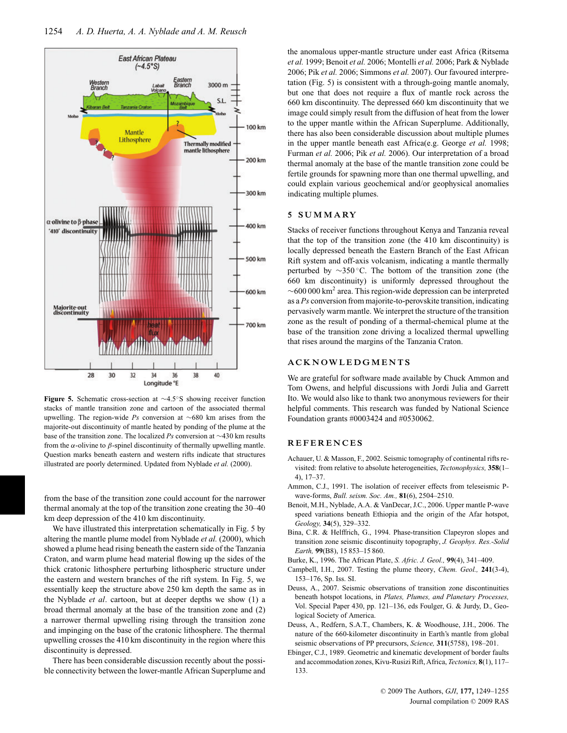**Figure 5.** Schematic cross-section at ~4.5°S showing receiver function stacks of mantle transition zone and cartoon of the associated thermal upwelling. The region-wide *Ps* conversion at ~680 km arises from the majorite-out discontinuity of mantle heated by ponding of the plume at the base of the transition zone. The localized *Ps* conversion at ~430 km results from the $\alpha$-olivine to $\beta$-spinel discontinuity of thermally upwelling mantle. Question marks beneath eastern and western rifts indicate that structures illustrated are poorly determined. Updated from Nyblade *et al.* (2000).

from the base of the transition zone could account for the narrower thermal anomaly at the top of the transition zone creating the 30–40 km deep depression of the 410 km discontinuity.

We have illustrated this interpretation schematically in Fig. 5 by altering the mantle plume model from Nyblade *et al.* (2000), which showed a plume head rising beneath the eastern side of the Tanzania Craton, and warm plume head material flowing up the sides of the thick cratonic lithosphere perturbing lithospheric structure under the eastern and western branches of the rift system. In Fig. 5, we essentially keep the structure above 250 km depth the same as in the Nyblade *et al*. cartoon, but at deeper depths we show (1) a broad thermal anomaly at the base of the transition zone and (2) a narrower thermal upwelling rising through the transition zone and impinging on the base of the cratonic lithosphere. The thermal upwelling crosses the 410 km discontinuity in the region where this discontinuity is depressed.

There has been considerable discussion recently about the possible connectivity between the lower-mantle African Superplume and the anomalous upper-mantle structure under east Africa (Ritsema *et al.* 1999; Benoit *et al.* 2006; Montelli *et al.* 2006; Park & Nyblade 2006; Pik *et al.* 2006; Simmons *et al.* 2007). Our favoured interpretation (Fig. 5) is consistent with a through-going mantle anomaly, but one that does not require a flux of mantle rock across the 660 km discontinuity. The depressed 660 km discontinuity that we image could simply result from the diffusion of heat from the lower to the upper mantle within the African Superplume. Additionally, there has also been considerable discussion about multiple plumes in the upper mantle beneath east Africa(e.g. George *et al.* 1998; Furman *et al.* 2006; Pik *et al.* 2006). Our interpretation of a broad thermal anomaly at the base of the mantle transition zone could be fertile grounds for spawning more than one thermal upwelling, and could explain various geochemical and/or geophysical anomalies indicating multiple plumes.

## 5 SUMMARY

Stacks of receiver functions throughout Kenya and Tanzania reveal that the top of the transition zone (the 410 km discontinuity) is locally depressed beneath the Eastern Branch of the East African Rift system and off-axis volcanism, indicating a mantle thermally perturbed by ~350 °C. The bottom of the transition zone (the 660 km discontinuity) is uniformly depressed throughout the ~600 000 km$^2$ area. This region-wide depression can be interpreted as a *Ps* conversion from majorite-to-perovskite transition, indicating pervasively warm mantle. We interpret the structure of the transition zone as the result of ponding of a thermal-chemical plume at the base of the transition zone driving a localized thermal upwelling that rises around the margins of the Tanzania Craton.

## ACKNOWLEDGMENTS

We are grateful for software made available by Chuck Ammon and Tom Owens, and helpful discussions with Jordi Julia and Garrett Ito. We would also like to thank two anonymous reviewers for their helpful comments. This research was funded by National Science Foundation grants #0003424 and #0530062.

## REFERENCES

Achauer, U. & Masson, F., 2002. Seismic tomography of continental rifts revisited: from relative to absolute heterogeneities, *Tectonophysics,* **358**(1–4), 17–37.

Ammon, C.J., 1991. The isolation of receiver effects from teleseismic P-wave-forms, *Bull. seism. Soc. Am.,* **81**(6), 2504–2510.

Benoit, M.H., Nyblade, A.A. & VanDecar, J.C., 2006. Upper mantle P-wave speed variations beneath Ethiopia and the origin of the Afar hotspot, *Geology,* **34**(5), 329–332.

Bina, C.R. & Helffrich, G., 1994. Phase-transition Clapeyron slopes and transition zone seismic discontinuity topography, *J. Geophys. Res.-Solid Earth,* **99**(B8), 15 853–15 860.

Burke, K., 1996. The African Plate, *S. Afric. J. Geol.,* **99**(4), 341–409.

Campbell, I.H., 2007. Testing the plume theory, *Chem. Geol.,* **241**(3-4), 153–176, Sp. Iss. SI.

Deuss, A., 2007. Seismic observations of transition zone discontinuities beneath hotspot locations, in *Plates, Plumes, and Planetary Processes,* Vol. Special Paper 430, pp. 121–136, eds Foulger, G. & Jurdy, D., Geological Society of America.

Deuss, A., Redfern, S.A.T., Chambers, K. & Woodhouse, J.H., 2006. The nature of the 660-kilometer discontinuity in Earth's mantle from global seismic observations of PP precursors, *Science,* **311**(5758), 198–201.

Ebinger, C.J., 1989. Geometric and kinematic development of border faults and accommodation zones, Kivu-Rusizi Rift, Africa, *Tectonics,* **8**(1), 117–133.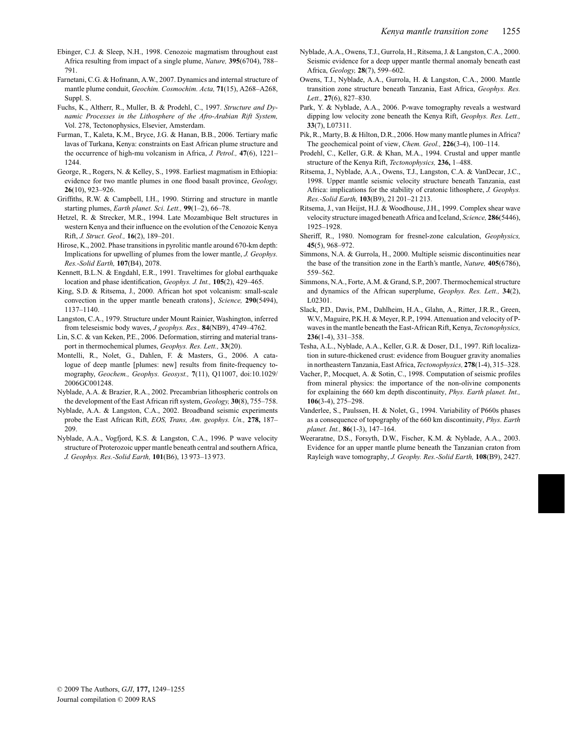Ebinger, C.J. & Sleep, N.H., 1998. Cenozoic magmatism throughout east Africa resulting from impact of a single plume, *Nature,* **395**(6704), 788–791.

Farnetani, C.G. & Hofmann, A.W., 2007. Dynamics and internal structure of mantle plume conduit, *Geochim. Cosmochim. Acta,* **71**(15), A268–A268, Suppl. S.

Fuchs, K., Altherr, R., Muller, B. & Prodehl, C., 1997. *Structure and Dynamic Processes in the Lithosphere of the Afro-Arabian Rift System,* Vol. 278, Tectonophysics, Elsevier, Amsterdam.

Furman, T., Kaleta, K.M., Bryce, J.G. & Hanan, B.B., 2006. Tertiary mafic lavas of Turkana, Kenya: constraints on East African plume structure and the occurrence of high-mu volcanism in Africa, *J. Petrol.,* **47**(6), 1221–1244.

George, R., Rogers, N. & Kelley, S., 1998. Earliest magmatism in Ethiopia: evidence for two mantle plumes in one flood basalt province, *Geology,* **26**(10), 923–926.

Griffiths, R.W. & Campbell, I.H., 1990. Stirring and structure in mantle starting plumes, *Earth planet. Sci. Lett.,* **99**(1–2), 66–78.

Hetzel, R. & Strecker, M.R., 1994. Late Mozambique Belt structures in western Kenya and their influence on the evolution of the Cenozoic Kenya Rift, *J. Struct. Geol.,* **16**(2), 189–201.

Hirose, K., 2002. Phase transitions in pyrolitic mantle around 670-km depth: Implications for upwelling of plumes from the lower mantle, *J. Geophys. Res.-Solid Earth,* **107**(B4), 2078.

Kennett, B.L.N. & Engdahl, E.R., 1991. Traveltimes for global earthquake location and phase identification, *Geophys. J. Int.,* **105**(2), 429–465.

King, S.D. & Ritsema, J., 2000. African hot spot volcanism: small-scale convection in the upper mantle beneath cratons}, *Science,* **290**(5494), 1137–1140.

Langston, C.A., 1979. Structure under Mount Rainier, Washington, inferred from teleseismic body waves, *J geophys. Res.,* **84**(NB9), 4749–4762.

Lin, S.C. & van Keken, P.E., 2006. Deformation, stirring and material transport in thermochemical plumes, *Geophys. Res. Lett.,* **33**(20).

Montelli, R., Nolet, G., Dahlen, F. & Masters, G., 2006. A catalogue of deep mantle [plumes: new] results from finite-frequency tomography, *Geochem., Geophys. Geosyst.,* **7**(11), Q11007, doi:10.1029/2006GC001248.

Nyblade, A.A. & Brazier, R.A., 2002. Precambrian lithospheric controls on the development of the East African rift system, *Geology,* **30**(8), 755–758.

Nyblade, A.A. & Langston, C.A., 2002. Broadband seismic experiments probe the East African Rift, *EOS, Trans, Am. geophys. Un.,* **278,** 187–209.

Nyblade, A.A., Vogfjord, K.S. & Langston, C.A., 1996. P wave velocity structure of Proterozoic upper mantle beneath central and southern Africa, *J. Geophys. Res.-Solid Earth,* **101**(B6), 13 973–13 973.

Nyblade, A.A., Owens, T.J., Gurrola, H., Ritsema, J. & Langston, C.A., 2000. Seismic evidence for a deep upper mantle thermal anomaly beneath east Africa, *Geology,* **28**(7), 599–602.

Owens, T.J., Nyblade, A.A., Gurrola, H. & Langston, C.A., 2000. Mantle transition zone structure beneath Tanzania, East Africa, *Geophys. Res. Lett.,* **27**(6), 827–830.

Park, Y. & Nyblade, A.A., 2006. P-wave tomography reveals a westward dipping low velocity zone beneath the Kenya Rift, *Geophys. Res. Lett.,* **33**(7), L07311.

Pik, R., Marty, B. & Hilton, D.R., 2006. How many mantle plumes in Africa? The geochemical point of view, *Chem. Geol.,* **226**(3-4), 100–114.

Prodehl, C., Keller, G.R. & Khan, M.A., 1994. Crustal and upper mantle structure of the Kenya Rift, *Tectonophysics,* **236,** 1–488.

Ritsema, J., Nyblade, A.A., Owens, T.J., Langston, C.A. & VanDecar, J.C., 1998. Upper mantle seismic velocity structure beneath Tanzania, east Africa: implications for the stability of cratonic lithosphere, *J. Geophys. Res.-Solid Earth,* **103**(B9), 21 201–21 213.

Ritsema, J., van Heijst, H.J. & Woodhouse, J.H., 1999. Complex shear wave velocity structure imaged beneath Africa and Iceland, *Science,* **286**(5446), 1925–1928.

Sheriff, R., 1980. Nomogram for fresnel-zone calculation, *Geophysics,* **45**(5), 968–972.

Simmons, N.A. & Gurrola, H., 2000. Multiple seismic discontinuities near the base of the transition zone in the Earth's mantle, *Nature,* **405**(6786), 559–562.

Simmons, N.A., Forte, A.M. & Grand, S.P., 2007. Thermochemical structure and dynamics of the African superplume, *Geophys. Res. Lett.,* **34**(2), L02301.

Slack, P.D., Davis, P.M., Dahlheim, H.A., Glahn, A., Ritter, J.R.R., Green, W.V., Maguire, P.K.H. & Meyer, R.P., 1994. Attenuation and velocity of P-waves in the mantle beneath the East-African Rift, Kenya, *Tectonophysics,* **236**(1-4), 331–358.

Tesha, A.L., Nyblade, A.A., Keller, G.R. & Doser, D.I., 1997. Rift localization in suture-thickened crust: evidence from Bouguer gravity anomalies in northeastern Tanzania, East Africa, *Tectonophysics,* **278**(1-4), 315–328.

Vacher, P., Mocquet, A. & Sotin, C., 1998. Computation of seismic profiles from mineral physics: the importance of the non-olivine components for explaining the 660 km depth discontinuity, *Phys. Earth planet. Int.,* **106**(3-4), 275–298.

Vanderlee, S., Paulssen, H. & Nolet, G., 1994. Variability of P660s phases as a consequence of topography of the 660 km discontinuity, *Phys. Earth planet. Int.,* **86**(1-3), 147–164.

Weeraratne, D.S., Forsyth, D.W., Fischer, K.M. & Nyblade, A.A., 2003. Evidence for an upper mantle plume beneath the Tanzanian craton from Rayleigh wave tomography, *J. Geophy. Res.-Solid Earth,* **108**(B9), 2427.